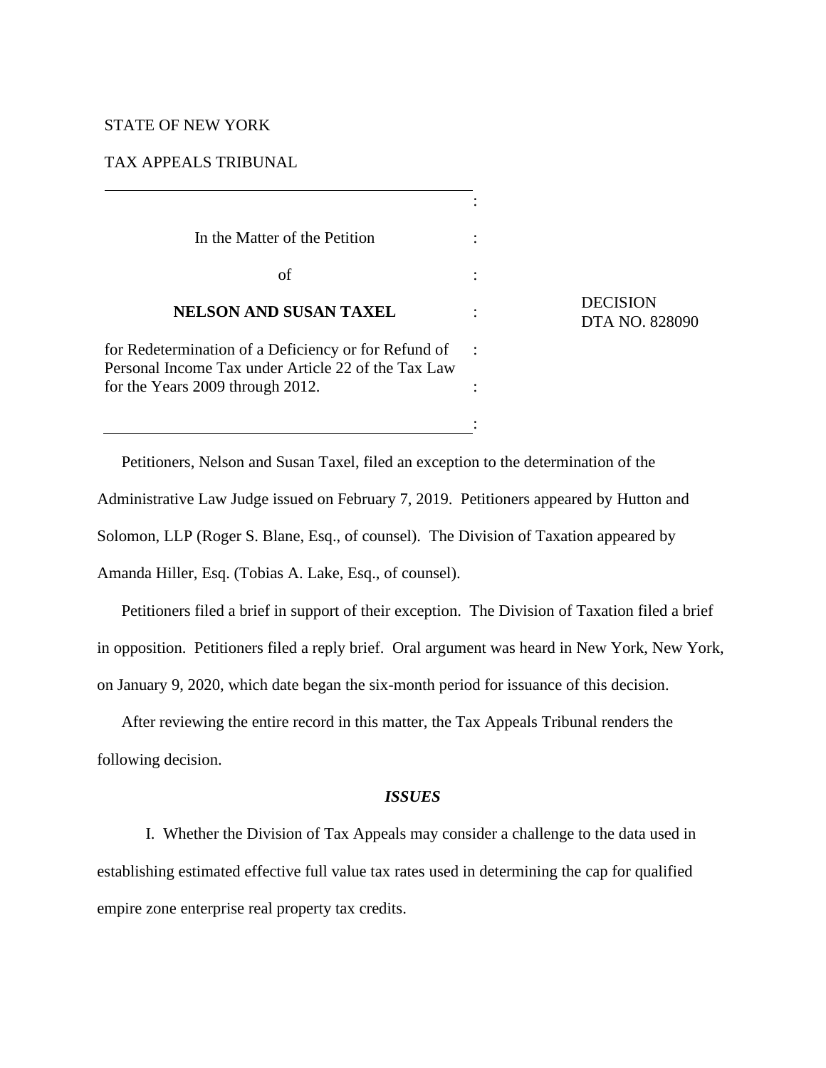STATE OF NEW YORK

TAX APPEALS TRIBUNAL

In the Matter of the Petition

of

**NELSON AND SUSAN TAXEL**

for Redetermination of a Deficiency or for Refund of Personal Income Tax under Article 22 of the Tax Law for the Years 2009 through 2012.

DECISION
DTA NO. 828090

Petitioners, Nelson and Susan Taxel, filed an exception to the determination of the Administrative Law Judge issued on February 7, 2019. Petitioners appeared by Hutton and Solomon, LLP (Roger S. Blane, Esq., of counsel). The Division of Taxation appeared by Amanda Hiller, Esq. (Tobias A. Lake, Esq., of counsel).

Petitioners filed a brief in support of their exception. The Division of Taxation filed a brief in opposition. Petitioners filed a reply brief. Oral argument was heard in New York, New York, on January 9, 2020, which date began the six-month period for issuance of this decision.

After reviewing the entire record in this matter, the Tax Appeals Tribunal renders the following decision.

***ISSUES***

I. Whether the Division of Tax Appeals may consider a challenge to the data used in establishing estimated effective full value tax rates used in determining the cap for qualified empire zone enterprise real property tax credits.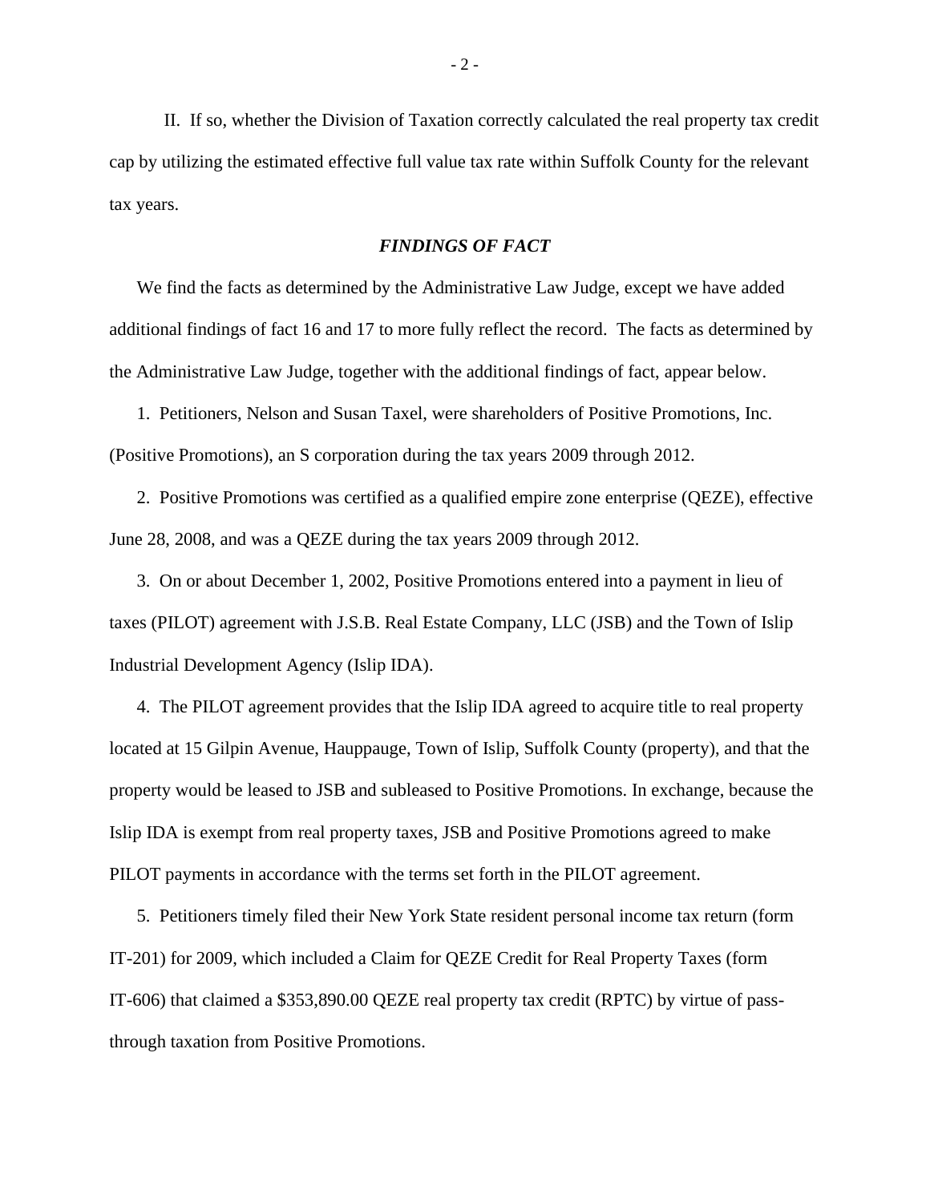II. If so, whether the Division of Taxation correctly calculated the real property tax credit cap by utilizing the estimated effective full value tax rate within Suffolk County for the relevant tax years.

### *FINDINGS OF FACT*

We find the facts as determined by the Administrative Law Judge, except we have added additional findings of fact 16 and 17 to more fully reflect the record. The facts as determined by the Administrative Law Judge, together with the additional findings of fact, appear below.

1. Petitioners, Nelson and Susan Taxel, were shareholders of Positive Promotions, Inc. (Positive Promotions), an S corporation during the tax years 2009 through 2012.

2. Positive Promotions was certified as a qualified empire zone enterprise (QEZE), effective June 28, 2008, and was a QEZE during the tax years 2009 through 2012.

3. On or about December 1, 2002, Positive Promotions entered into a payment in lieu of taxes (PILOT) agreement with J.S.B. Real Estate Company, LLC (JSB) and the Town of Islip Industrial Development Agency (Islip IDA).

4. The PILOT agreement provides that the Islip IDA agreed to acquire title to real property located at 15 Gilpin Avenue, Hauppauge, Town of Islip, Suffolk County (property), and that the property would be leased to JSB and subleased to Positive Promotions. In exchange, because the Islip IDA is exempt from real property taxes, JSB and Positive Promotions agreed to make PILOT payments in accordance with the terms set forth in the PILOT agreement.

5. Petitioners timely filed their New York State resident personal income tax return (form IT-201) for 2009, which included a Claim for QEZE Credit for Real Property Taxes (form IT-606) that claimed a $353,890.00 QEZE real property tax credit (RPTC) by virtue of pass-through taxation from Positive Promotions.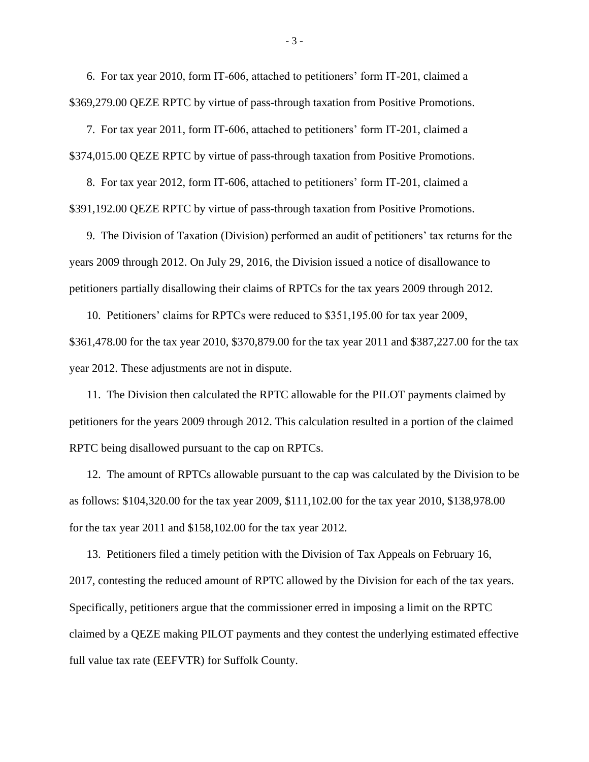6. For tax year 2010, form IT-606, attached to petitioners' form IT-201, claimed a $369,279.00 QEZE RPTC by virtue of pass-through taxation from Positive Promotions.

7. For tax year 2011, form IT-606, attached to petitioners' form IT-201, claimed a $374,015.00 QEZE RPTC by virtue of pass-through taxation from Positive Promotions.

8. For tax year 2012, form IT-606, attached to petitioners' form IT-201, claimed a $391,192.00 QEZE RPTC by virtue of pass-through taxation from Positive Promotions.

9. The Division of Taxation (Division) performed an audit of petitioners' tax returns for the years 2009 through 2012. On July 29, 2016, the Division issued a notice of disallowance to petitioners partially disallowing their claims of RPTCs for the tax years 2009 through 2012.

10. Petitioners' claims for RPTCs were reduced to $351,195.00 for tax year 2009, $361,478.00 for the tax year 2010, $370,879.00 for the tax year 2011 and $387,227.00 for the tax year 2012. These adjustments are not in dispute.

11. The Division then calculated the RPTC allowable for the PILOT payments claimed by petitioners for the years 2009 through 2012. This calculation resulted in a portion of the claimed RPTC being disallowed pursuant to the cap on RPTCs.

12. The amount of RPTCs allowable pursuant to the cap was calculated by the Division to be as follows: $104,320.00 for the tax year 2009, $111,102.00 for the tax year 2010, $138,978.00 for the tax year 2011 and $158,102.00 for the tax year 2012.

13. Petitioners filed a timely petition with the Division of Tax Appeals on February 16, 2017, contesting the reduced amount of RPTC allowed by the Division for each of the tax years. Specifically, petitioners argue that the commissioner erred in imposing a limit on the RPTC claimed by a QEZE making PILOT payments and they contest the underlying estimated effective full value tax rate (EEFVTR) for Suffolk County.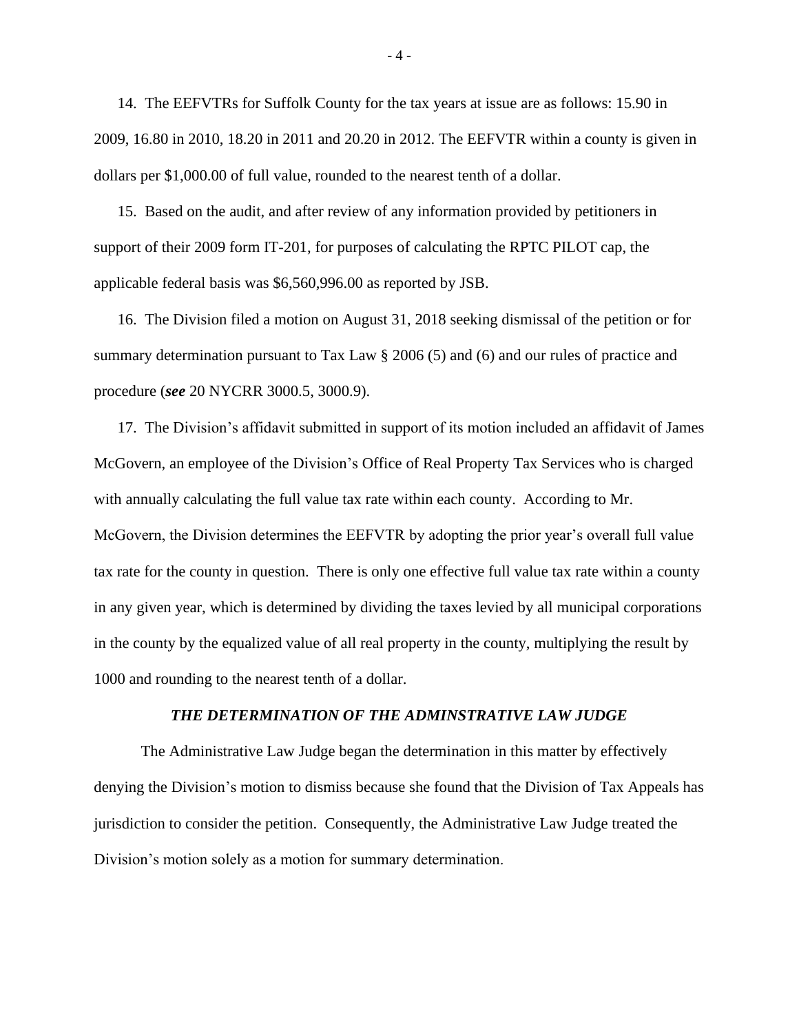14. The EEFVTRs for Suffolk County for the tax years at issue are as follows: 15.90 in 2009, 16.80 in 2010, 18.20 in 2011 and 20.20 in 2012. The EEFVTR within a county is given in dollars per $1,000.00 of full value, rounded to the nearest tenth of a dollar.

15. Based on the audit, and after review of any information provided by petitioners in support of their 2009 form IT-201, for purposes of calculating the RPTC PILOT cap, the applicable federal basis was $6,560,996.00 as reported by JSB.

16. The Division filed a motion on August 31, 2018 seeking dismissal of the petition or for summary determination pursuant to Tax Law § 2006 (5) and (6) and our rules of practice and procedure (***see*** 20 NYCRR 3000.5, 3000.9).

17. The Division's affidavit submitted in support of its motion included an affidavit of James McGovern, an employee of the Division's Office of Real Property Tax Services who is charged with annually calculating the full value tax rate within each county. According to Mr. McGovern, the Division determines the EEFVTR by adopting the prior year's overall full value tax rate for the county in question. There is only one effective full value tax rate within a county in any given year, which is determined by dividing the taxes levied by all municipal corporations in the county by the equalized value of all real property in the county, multiplying the result by 1000 and rounding to the nearest tenth of a dollar.

### ***THE DETERMINATION OF THE ADMINSTRATIVE LAW JUDGE***

The Administrative Law Judge began the determination in this matter by effectively denying the Division's motion to dismiss because she found that the Division of Tax Appeals has jurisdiction to consider the petition. Consequently, the Administrative Law Judge treated the Division's motion solely as a motion for summary determination.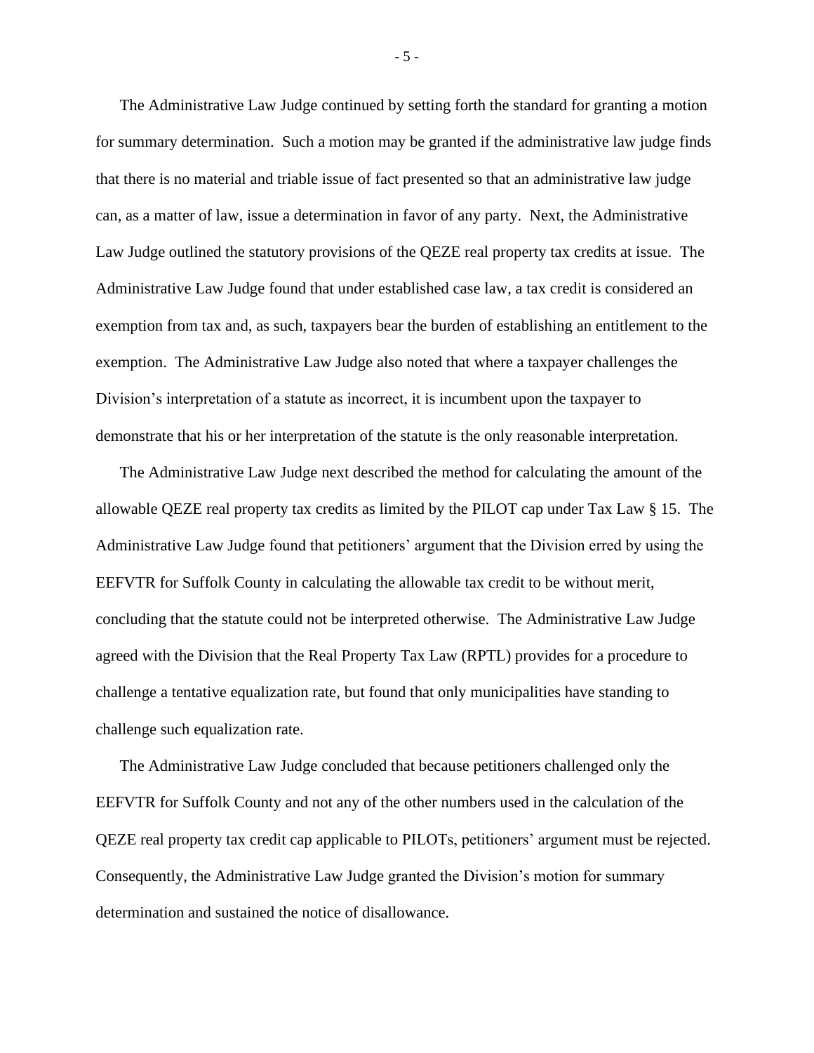The Administrative Law Judge continued by setting forth the standard for granting a motion for summary determination. Such a motion may be granted if the administrative law judge finds that there is no material and triable issue of fact presented so that an administrative law judge can, as a matter of law, issue a determination in favor of any party. Next, the Administrative Law Judge outlined the statutory provisions of the QEZE real property tax credits at issue. The Administrative Law Judge found that under established case law, a tax credit is considered an exemption from tax and, as such, taxpayers bear the burden of establishing an entitlement to the exemption. The Administrative Law Judge also noted that where a taxpayer challenges the Division's interpretation of a statute as incorrect, it is incumbent upon the taxpayer to demonstrate that his or her interpretation of the statute is the only reasonable interpretation.

The Administrative Law Judge next described the method for calculating the amount of the allowable QEZE real property tax credits as limited by the PILOT cap under Tax Law § 15. The Administrative Law Judge found that petitioners' argument that the Division erred by using the EEFVTR for Suffolk County in calculating the allowable tax credit to be without merit, concluding that the statute could not be interpreted otherwise. The Administrative Law Judge agreed with the Division that the Real Property Tax Law (RPTL) provides for a procedure to challenge a tentative equalization rate, but found that only municipalities have standing to challenge such equalization rate.

The Administrative Law Judge concluded that because petitioners challenged only the EEFVTR for Suffolk County and not any of the other numbers used in the calculation of the QEZE real property tax credit cap applicable to PILOTs, petitioners' argument must be rejected. Consequently, the Administrative Law Judge granted the Division's motion for summary determination and sustained the notice of disallowance.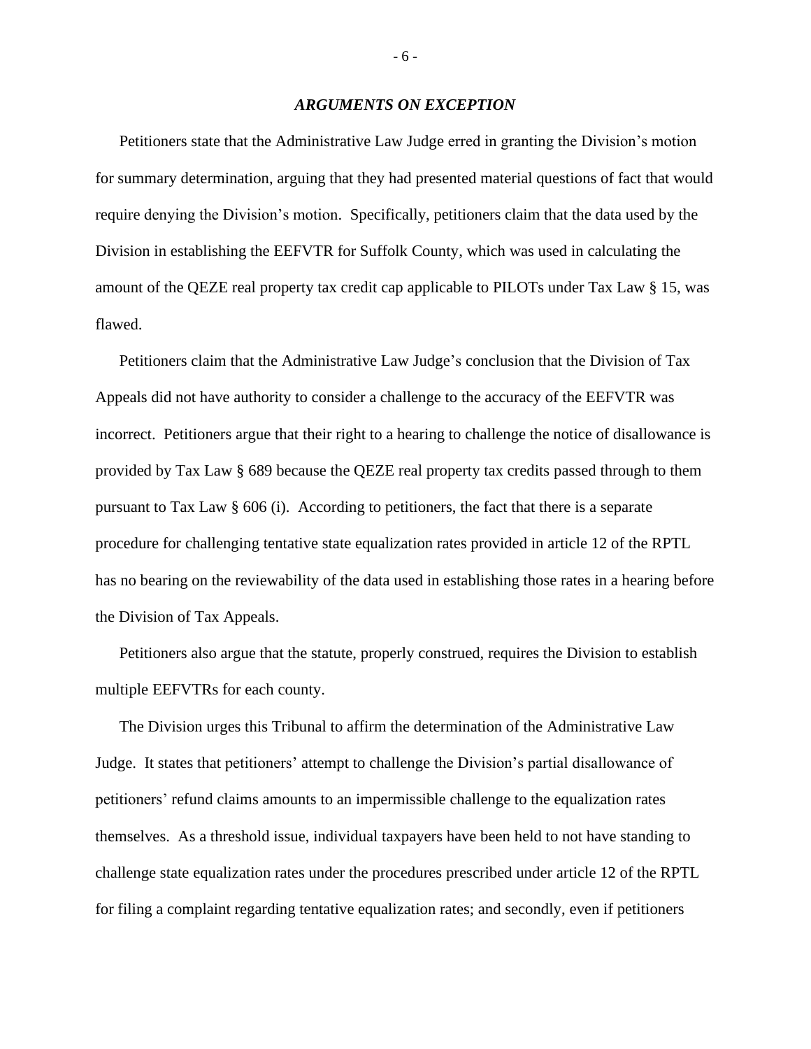### *ARGUMENTS ON EXCEPTION*

Petitioners state that the Administrative Law Judge erred in granting the Division's motion for summary determination, arguing that they had presented material questions of fact that would require denying the Division's motion. Specifically, petitioners claim that the data used by the Division in establishing the EEFVTR for Suffolk County, which was used in calculating the amount of the QEZE real property tax credit cap applicable to PILOTs under Tax Law § 15, was flawed.

Petitioners claim that the Administrative Law Judge's conclusion that the Division of Tax Appeals did not have authority to consider a challenge to the accuracy of the EEFVTR was incorrect. Petitioners argue that their right to a hearing to challenge the notice of disallowance is provided by Tax Law § 689 because the QEZE real property tax credits passed through to them pursuant to Tax Law § 606 (i). According to petitioners, the fact that there is a separate procedure for challenging tentative state equalization rates provided in article 12 of the RPTL has no bearing on the reviewability of the data used in establishing those rates in a hearing before the Division of Tax Appeals.

Petitioners also argue that the statute, properly construed, requires the Division to establish multiple EEFVTRs for each county.

The Division urges this Tribunal to affirm the determination of the Administrative Law Judge. It states that petitioners' attempt to challenge the Division's partial disallowance of petitioners' refund claims amounts to an impermissible challenge to the equalization rates themselves. As a threshold issue, individual taxpayers have been held to not have standing to challenge state equalization rates under the procedures prescribed under article 12 of the RPTL for filing a complaint regarding tentative equalization rates; and secondly, even if petitioners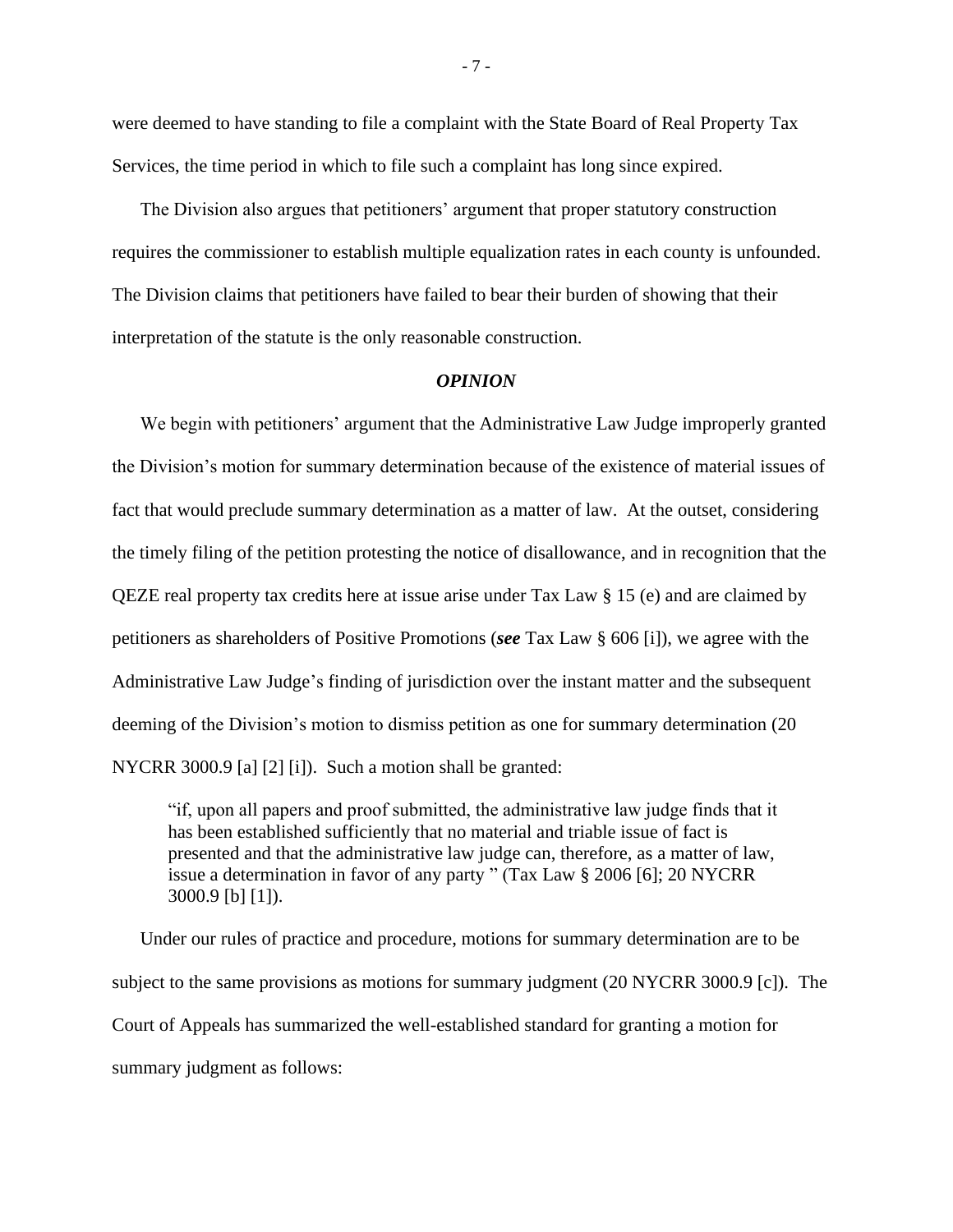were deemed to have standing to file a complaint with the State Board of Real Property Tax Services, the time period in which to file such a complaint has long since expired.

The Division also argues that petitioners' argument that proper statutory construction requires the commissioner to establish multiple equalization rates in each county is unfounded. The Division claims that petitioners have failed to bear their burden of showing that their interpretation of the statute is the only reasonable construction.

### *OPINION*

We begin with petitioners' argument that the Administrative Law Judge improperly granted the Division's motion for summary determination because of the existence of material issues of fact that would preclude summary determination as a matter of law. At the outset, considering the timely filing of the petition protesting the notice of disallowance, and in recognition that the QEZE real property tax credits here at issue arise under Tax Law § 15 (e) and are claimed by petitioners as shareholders of Positive Promotions (***see*** Tax Law § 606 [i]), we agree with the Administrative Law Judge's finding of jurisdiction over the instant matter and the subsequent deeming of the Division's motion to dismiss petition as one for summary determination (20 NYCRR 3000.9 [a] [2] [i]). Such a motion shall be granted:

> "if, upon all papers and proof submitted, the administrative law judge finds that it has been established sufficiently that no material and triable issue of fact is presented and that the administrative law judge can, therefore, as a matter of law, issue a determination in favor of any party " (Tax Law § 2006 [6]; 20 NYCRR 3000.9 [b] [1]).

Under our rules of practice and procedure, motions for summary determination are to be subject to the same provisions as motions for summary judgment (20 NYCRR 3000.9 [c]). The Court of Appeals has summarized the well-established standard for granting a motion for summary judgment as follows: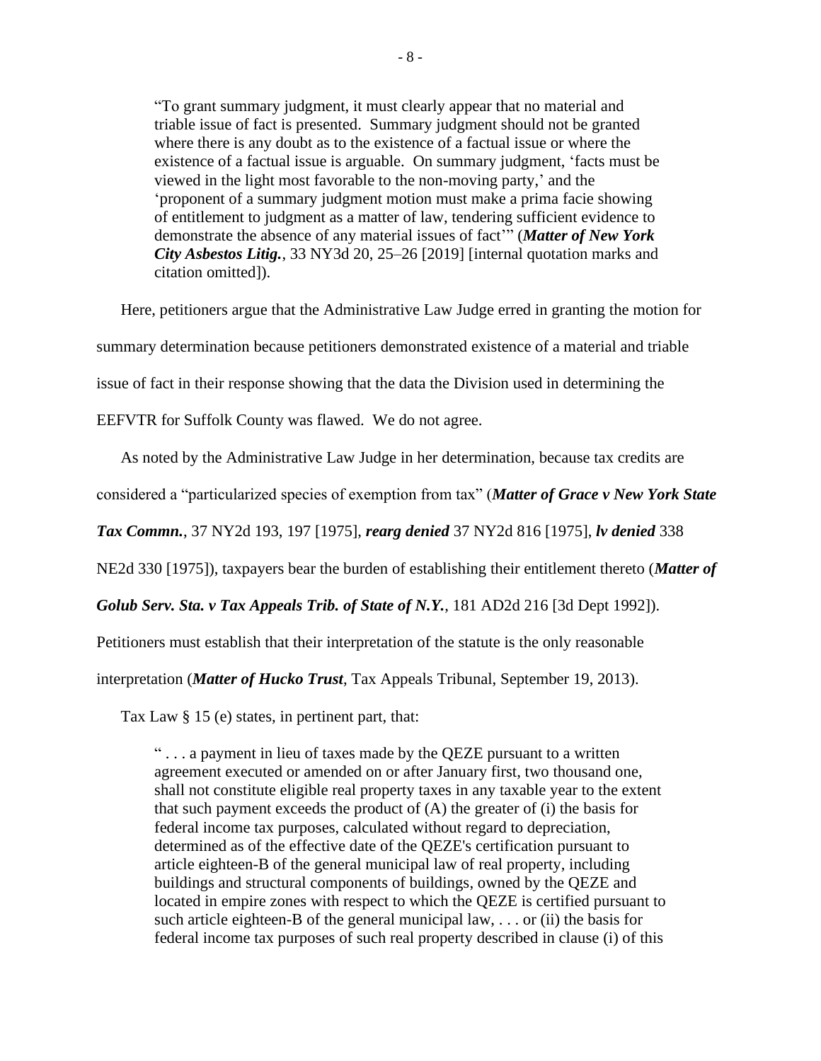> “To grant summary judgment, it must clearly appear that no material and triable issue of fact is presented. Summary judgment should not be granted where there is any doubt as to the existence of a factual issue or where the existence of a factual issue is arguable. On summary judgment, ‘facts must be viewed in the light most favorable to the non-moving party,’ and the ‘proponent of a summary judgment motion must make a prima facie showing of entitlement to judgment as a matter of law, tendering sufficient evidence to demonstrate the absence of any material issues of fact’” (***Matter of New York City Asbestos Litig.***, 33 NY3d 20, 25–26 [2019] [internal quotation marks and citation omitted]).

Here, petitioners argue that the Administrative Law Judge erred in granting the motion for summary determination because petitioners demonstrated existence of a material and triable issue of fact in their response showing that the data the Division used in determining the EEFVTR for Suffolk County was flawed. We do not agree.

As noted by the Administrative Law Judge in her determination, because tax credits are considered a “particularized species of exemption from tax” (***Matter of Grace v New York State Tax Commn.***, 37 NY2d 193, 197 [1975], ***rearg denied*** 37 NY2d 816 [1975], ***lv denied*** 338 NE2d 330 [1975]), taxpayers bear the burden of establishing their entitlement thereto (***Matter of Golub Serv. Sta. v Tax Appeals Trib. of State of N.Y.***, 181 AD2d 216 [3d Dept 1992]). Petitioners must establish that their interpretation of the statute is the only reasonable interpretation (***Matter of Hucko Trust***, Tax Appeals Tribunal, September 19, 2013).

Tax Law § 15 (e) states, in pertinent part, that:

> “ . . . a payment in lieu of taxes made by the QEZE pursuant to a written agreement executed or amended on or after January first, two thousand one, shall not constitute eligible real property taxes in any taxable year to the extent that such payment exceeds the product of (A) the greater of (i) the basis for federal income tax purposes, calculated without regard to depreciation, determined as of the effective date of the QEZE's certification pursuant to article eighteen-B of the general municipal law of real property, including buildings and structural components of buildings, owned by the QEZE and located in empire zones with respect to which the QEZE is certified pursuant to such article eighteen-B of the general municipal law, . . . or (ii) the basis for federal income tax purposes of such real property described in clause (i) of this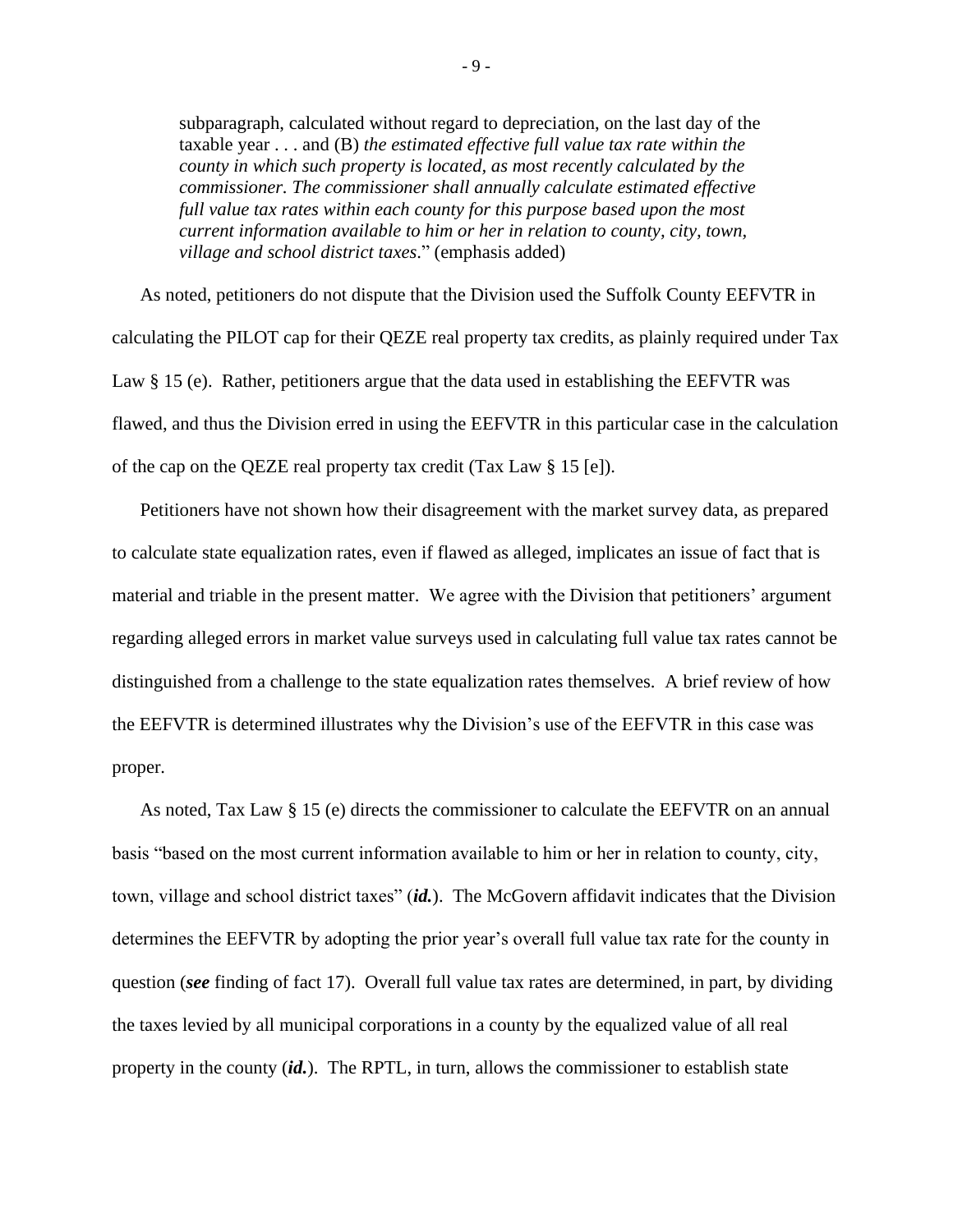subparagraph, calculated without regard to depreciation, on the last day of the taxable year . . . and (B) *the estimated effective full value tax rate within the county in which such property is located, as most recently calculated by the commissioner. The commissioner shall annually calculate estimated effective full value tax rates within each county for this purpose based upon the most current information available to him or her in relation to county, city, town, village and school district taxes*." (emphasis added)

As noted, petitioners do not dispute that the Division used the Suffolk County EEFVTR in calculating the PILOT cap for their QEZE real property tax credits, as plainly required under Tax Law § 15 (e). Rather, petitioners argue that the data used in establishing the EEFVTR was flawed, and thus the Division erred in using the EEFVTR in this particular case in the calculation of the cap on the QEZE real property tax credit (Tax Law § 15 [e]).

Petitioners have not shown how their disagreement with the market survey data, as prepared to calculate state equalization rates, even if flawed as alleged, implicates an issue of fact that is material and triable in the present matter. We agree with the Division that petitioners' argument regarding alleged errors in market value surveys used in calculating full value tax rates cannot be distinguished from a challenge to the state equalization rates themselves. A brief review of how the EEFVTR is determined illustrates why the Division's use of the EEFVTR in this case was proper.

As noted, Tax Law § 15 (e) directs the commissioner to calculate the EEFVTR on an annual basis "based on the most current information available to him or her in relation to county, city, town, village and school district taxes" (***id.***). The McGovern affidavit indicates that the Division determines the EEFVTR by adopting the prior year's overall full value tax rate for the county in question (***see*** finding of fact 17). Overall full value tax rates are determined, in part, by dividing the taxes levied by all municipal corporations in a county by the equalized value of all real property in the county (***id.***). The RPTL, in turn, allows the commissioner to establish state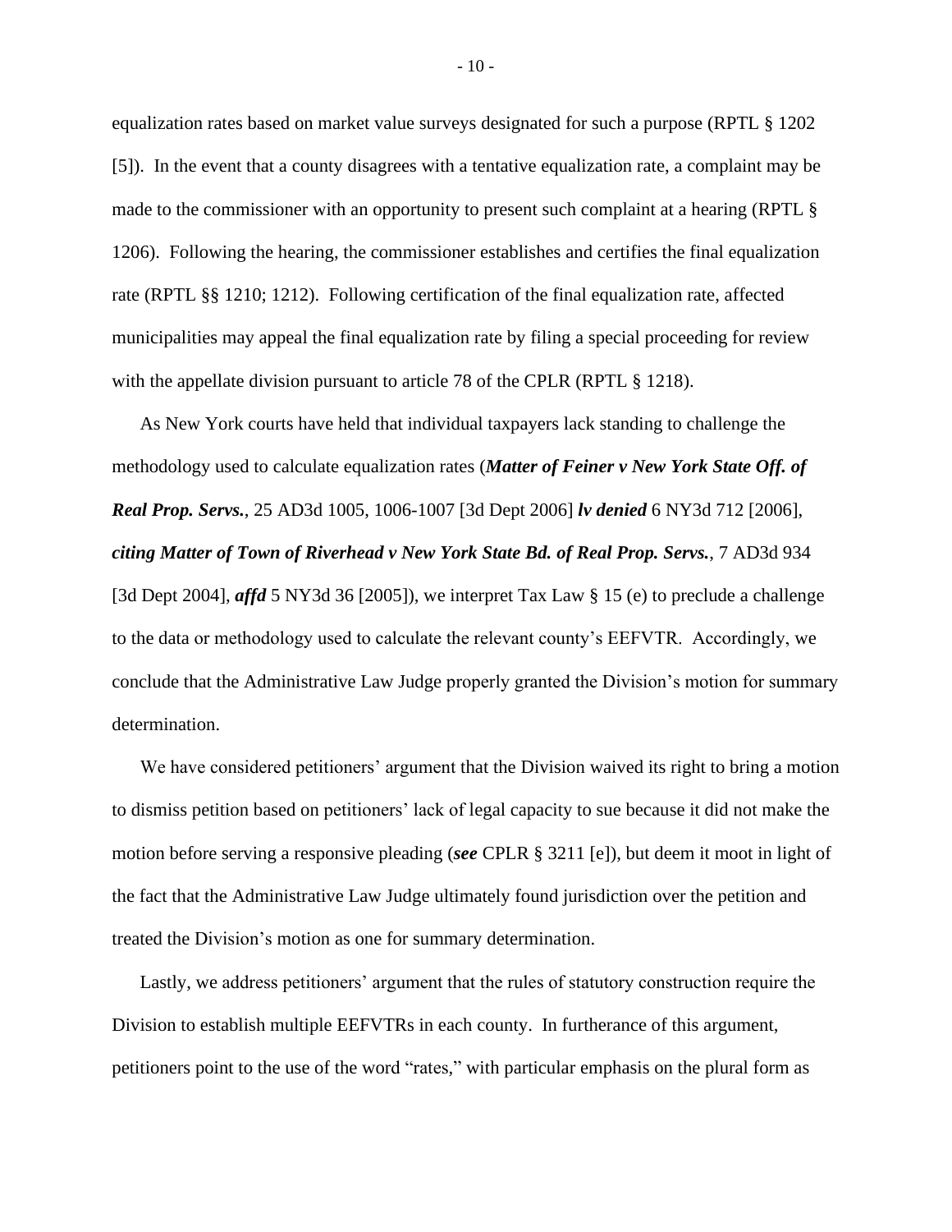equalization rates based on market value surveys designated for such a purpose (RPTL § 1202 [5]). In the event that a county disagrees with a tentative equalization rate, a complaint may be made to the commissioner with an opportunity to present such complaint at a hearing (RPTL § 1206). Following the hearing, the commissioner establishes and certifies the final equalization rate (RPTL §§ 1210; 1212). Following certification of the final equalization rate, affected municipalities may appeal the final equalization rate by filing a special proceeding for review with the appellate division pursuant to article 78 of the CPLR (RPTL § 1218).

As New York courts have held that individual taxpayers lack standing to challenge the methodology used to calculate equalization rates (***Matter of Feiner v New York State Off. of Real Prop. Servs.***, 25 AD3d 1005, 1006-1007 [3d Dept 2006] ***lv denied*** 6 NY3d 712 [2006], ***citing Matter of Town of Riverhead v New York State Bd. of Real Prop. Servs.***, 7 AD3d 934 [3d Dept 2004], ***affd*** 5 NY3d 36 [2005]), we interpret Tax Law § 15 (e) to preclude a challenge to the data or methodology used to calculate the relevant county's EEFVTR. Accordingly, we conclude that the Administrative Law Judge properly granted the Division's motion for summary determination.

We have considered petitioners' argument that the Division waived its right to bring a motion to dismiss petition based on petitioners' lack of legal capacity to sue because it did not make the motion before serving a responsive pleading (***see*** CPLR § 3211 [e]), but deem it moot in light of the fact that the Administrative Law Judge ultimately found jurisdiction over the petition and treated the Division's motion as one for summary determination.

Lastly, we address petitioners' argument that the rules of statutory construction require the Division to establish multiple EEFVTRs in each county. In furtherance of this argument, petitioners point to the use of the word "rates," with particular emphasis on the plural form as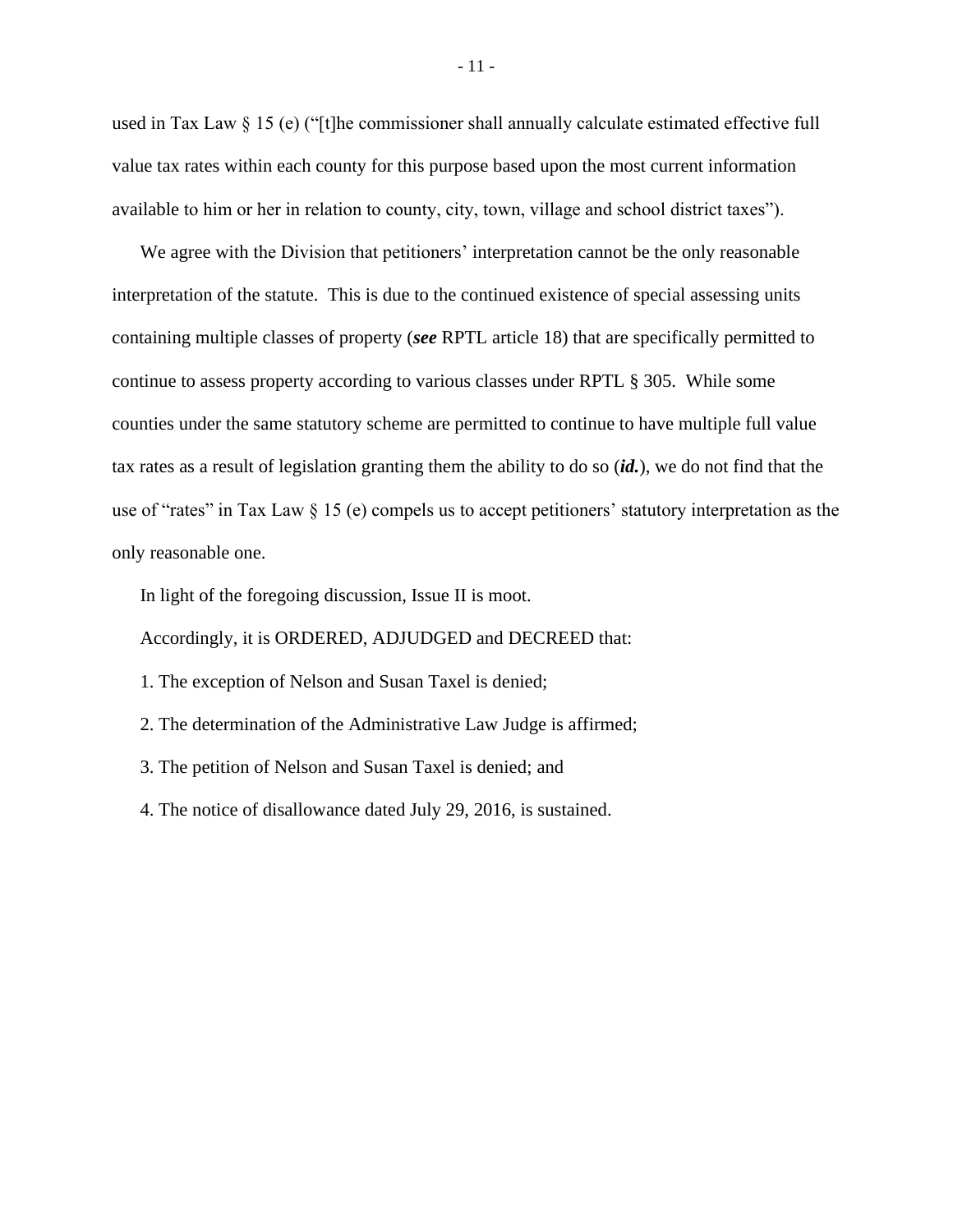used in Tax Law § 15 (e) ("[t]he commissioner shall annually calculate estimated effective full value tax rates within each county for this purpose based upon the most current information available to him or her in relation to county, city, town, village and school district taxes").

We agree with the Division that petitioners' interpretation cannot be the only reasonable interpretation of the statute. This is due to the continued existence of special assessing units containing multiple classes of property (***see*** RPTL article 18) that are specifically permitted to continue to assess property according to various classes under RPTL § 305. While some counties under the same statutory scheme are permitted to continue to have multiple full value tax rates as a result of legislation granting them the ability to do so (***id.***), we do not find that the use of "rates" in Tax Law § 15 (e) compels us to accept petitioners' statutory interpretation as the only reasonable one.

In light of the foregoing discussion, Issue II is moot.

Accordingly, it is ORDERED, ADJUDGED and DECREED that:

1. The exception of Nelson and Susan Taxel is denied;

2. The determination of the Administrative Law Judge is affirmed;

3. The petition of Nelson and Susan Taxel is denied; and

4. The notice of disallowance dated July 29, 2016, is sustained.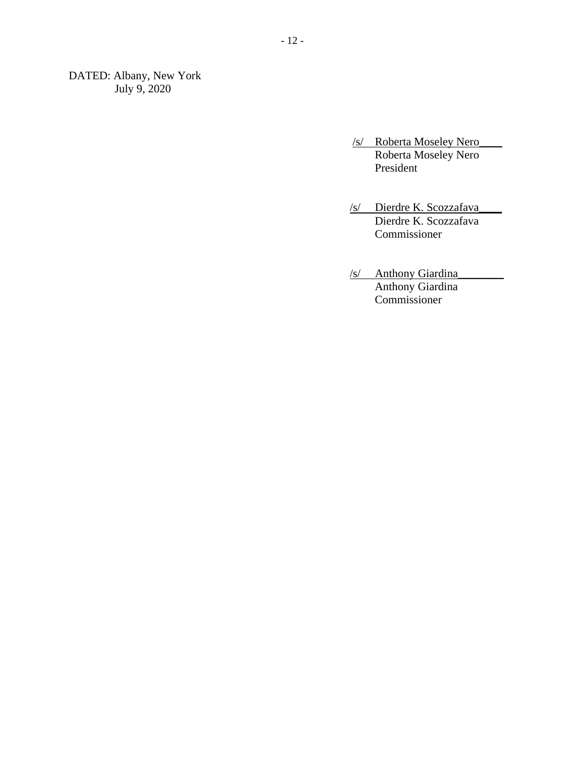DATED: Albany, New York
July 9, 2020

/s/ Roberta Moseley Nero
Roberta Moseley Nero
President

/s/ Dierdre K. Scozzafava
Dierdre K. Scozzafava
Commissioner

/s/ Anthony Giardina
Anthony Giardina
Commissioner